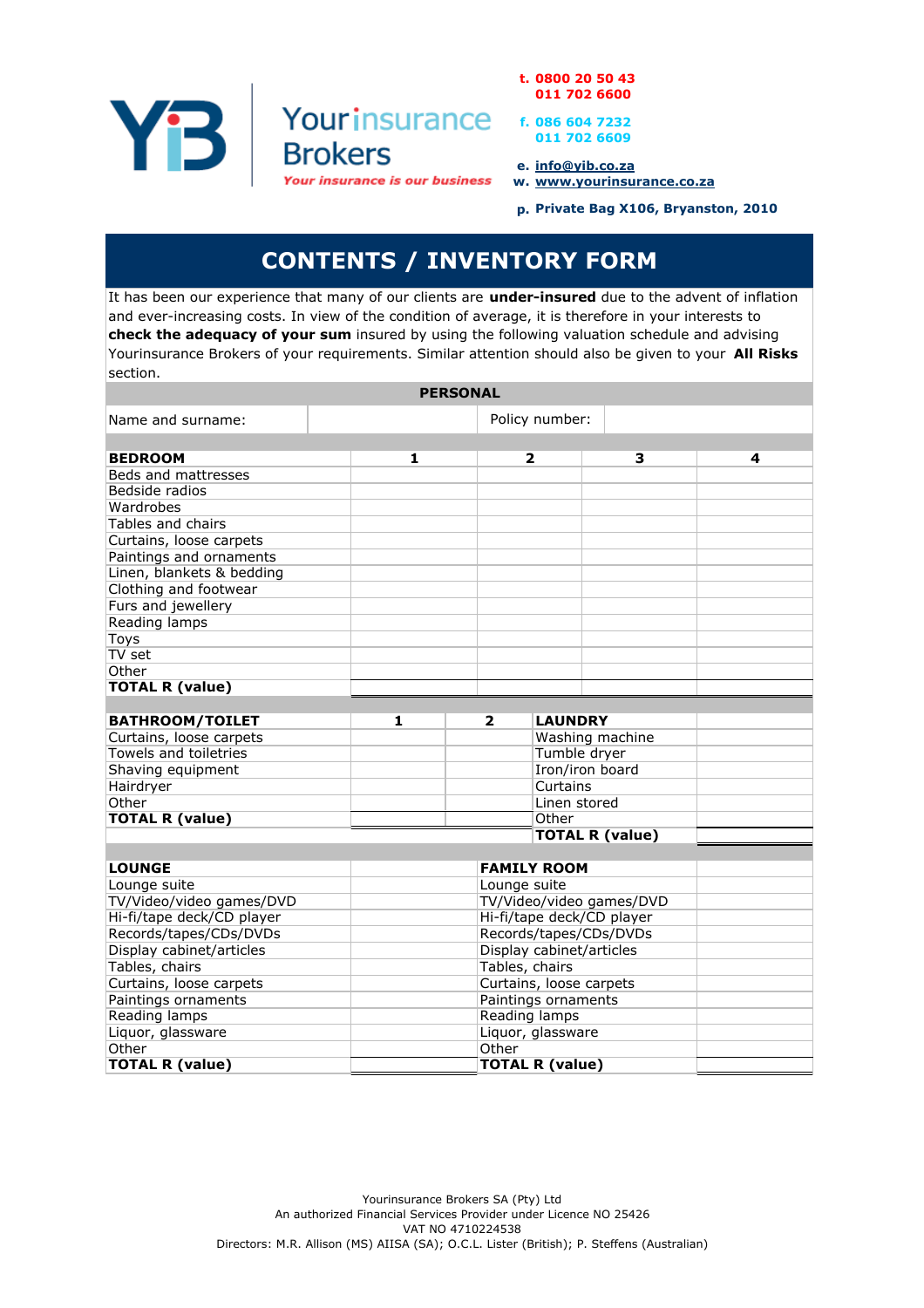YiB

**Your insurance Brokers**

*Your insurance is our business*

**t. 0800 20 50 43**
**011 702 6600**

**f. 086 604 7232**
**011 702 6609**

**e. info@yib.co.za**
**w. www.yourinsurance.co.za**

**p. Private Bag X106, Bryanston, 2010**

# CONTENTS / INVENTORY FORM

It has been our experience that many of our clients are **under-insured** due to the advent of inflation and ever-increasing costs. In view of the condition of average, it is therefore in your interests to **check the adequacy of your sum** insured by using the following valuation schedule and advising Yourinsurance Brokers of your requirements. Similar attention should also be given to your **All Risks** section.

## PERSONAL

| Name and surname: | | Policy number: | |
|---|---|---|---|

| **BEDROOM** | **1** | **2** | **3** | **4** |
|---|---|---|---|---|
| Beds and mattresses | | | | |
| Bedside radios | | | | |
| Wardrobes | | | | |
| Tables and chairs | | | | |
| Curtains, loose carpets | | | | |
| Paintings and ornaments | | | | |
| Linen, blankets & bedding | | | | |
| Clothing and footwear | | | | |
| Furs and jewellery | | | | |
| Reading lamps | | | | |
| Toys | | | | |
| TV set | | | | |
| Other | | | | |
| **TOTAL R (value)** | | | | |

| **BATHROOM/TOILET** | **1** | **2** | **LAUNDRY** | |
|---|---|---|---|---|
| Curtains, loose carpets | | | Washing machine | |
| Towels and toiletries | | | Tumble dryer | |
| Shaving equipment | | | Iron/iron board | |
| Hairdryer | | | Curtains | |
| Other | | | Linen stored | |
| **TOTAL R (value)** | | | Other | |
| | | | **TOTAL R (value)** | |

| **LOUNGE** | | **FAMILY ROOM** | |
|---|---|---|---|
| Lounge suite | | Lounge suite | |
| TV/Video/video games/DVD | | TV/Video/video games/DVD | |
| Hi-fi/tape deck/CD player | | Hi-fi/tape deck/CD player | |
| Records/tapes/CDs/DVDs | | Records/tapes/CDs/DVDs | |
| Display cabinet/articles | | Display cabinet/articles | |
| Tables, chairs | | Tables, chairs | |
| Curtains, loose carpets | | Curtains, loose carpets | |
| Paintings ornaments | | Paintings ornaments | |
| Reading lamps | | Reading lamps | |
| Liquor, glassware | | Liquor, glassware | |
| Other | | Other | |
| **TOTAL R (value)** | | **TOTAL R (value)** | |

Yourinsurance Brokers SA (Pty) Ltd
An authorized Financial Services Provider under Licence NO 25426
VAT NO 4710224538
Directors: M.R. Allison (MS) AIISA (SA); O.C.L. Lister (British); P. Steffens (Australian)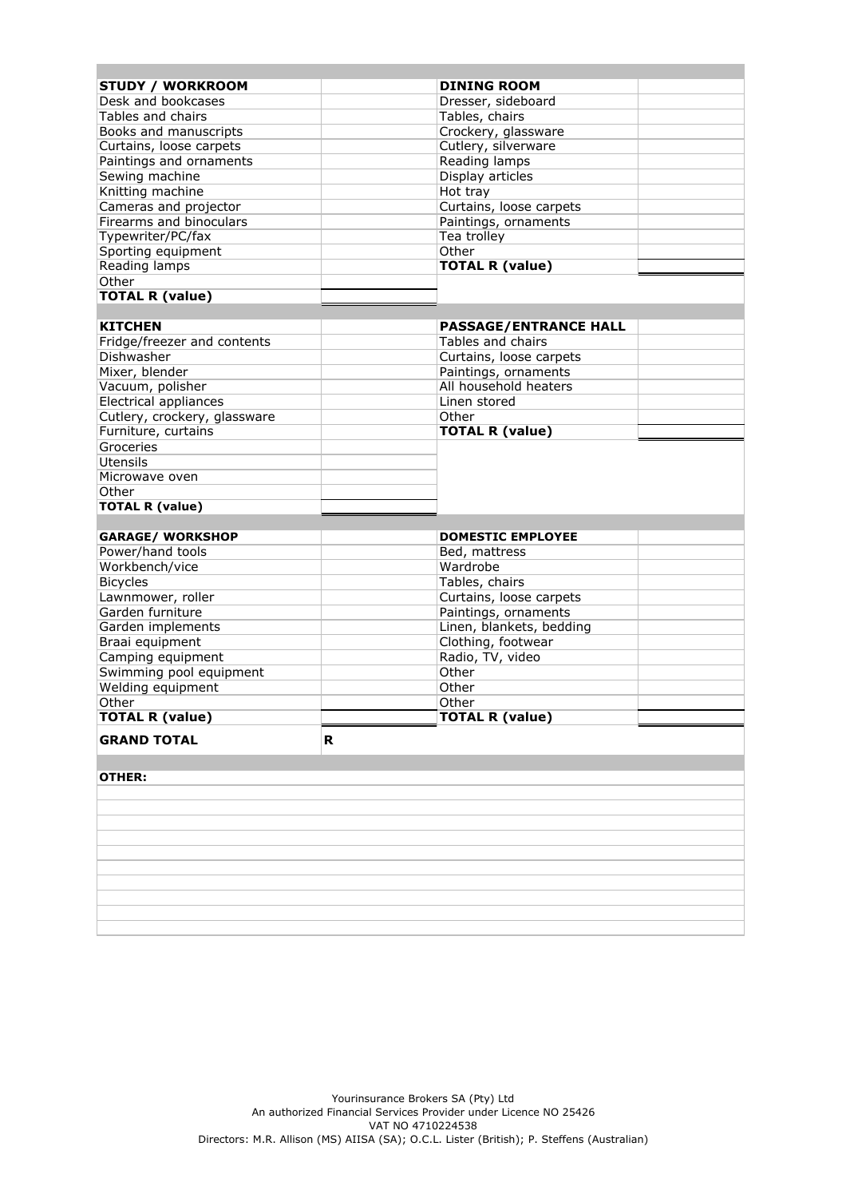| | | | |
|---|---|---|---|
| **STUDY / WORKROOM** | | **DINING ROOM** | |
| Desk and bookcases | | Dresser, sideboard | |
| Tables and chairs | | Tables, chairs | |
| Books and manuscripts | | Crockery, glassware | |
| Curtains, loose carpets | | Cutlery, silverware | |
| Paintings and ornaments | | Reading lamps | |
| Sewing machine | | Display articles | |
| Knitting machine | | Hot tray | |
| Cameras and projector | | Curtains, loose carpets | |
| Firearms and binoculars | | Paintings, ornaments | |
| Typewriter/PC/fax | | Tea trolley | |
| Sporting equipment | | Other | |
| Reading lamps | | **TOTAL R (value)** | |
| Other | | | |
| **TOTAL R (value)** | | | |

| | | | |
|---|---|---|---|
| **KITCHEN** | | **PASSAGE/ENTRANCE HALL** | |
| Fridge/freezer and contents | | Tables and chairs | |
| Dishwasher | | Curtains, loose carpets | |
| Mixer, blender | | Paintings, ornaments | |
| Vacuum, polisher | | All household heaters | |
| Electrical appliances | | Linen stored | |
| Cutlery, crockery, glassware | | Other | |
| Furniture, curtains | | **TOTAL R (value)** | |
| Groceries | | | |
| Utensils | | | |
| Microwave oven | | | |
| Other | | | |
| **TOTAL R (value)** | | | |

| | | | |
|---|---|---|---|
| **GARAGE/ WORKSHOP** | | **DOMESTIC EMPLOYEE** | |
| Power/hand tools | | Bed, mattress | |
| Workbench/vice | | Wardrobe | |
| Bicycles | | Tables, chairs | |
| Lawnmower, roller | | Curtains, loose carpets | |
| Garden furniture | | Paintings, ornaments | |
| Garden implements | | Linen, blankets, bedding | |
| Braai equipment | | Clothing, footwear | |
| Camping equipment | | Radio, TV, video | |
| Swimming pool equipment | | Other | |
| Welding equipment | | Other | |
| Other | | Other | |
| **TOTAL R (value)** | | **TOTAL R (value)** | |
| **GRAND TOTAL** | **R** | | |

| |
|---|
| **OTHER:** |
| |
| |
| |
| |
| |
| |
| |
| |
| |
| |

Yourinsurance Brokers SA (Pty) Ltd
An authorized Financial Services Provider under Licence NO 25426
VAT NO 4710224538
Directors: M.R. Allison (MS) AIISA (SA); O.C.L. Lister (British); P. Steffens (Australian)